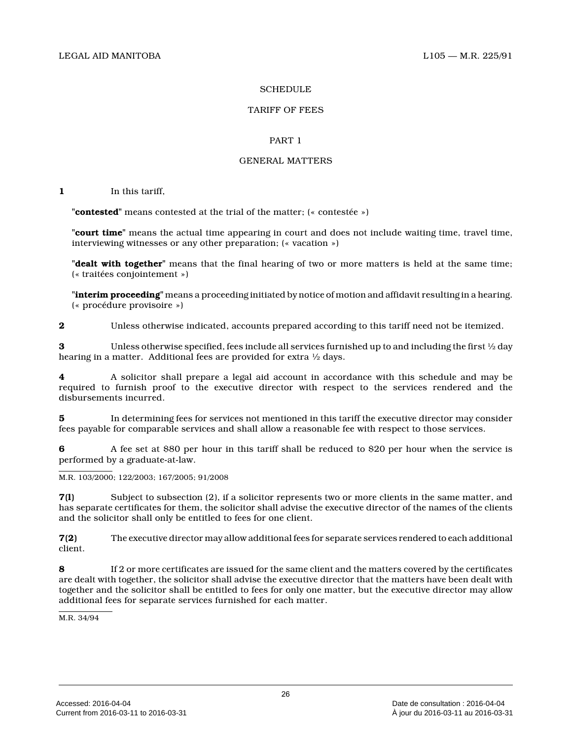# SCHEDULE

## TARIFF OF FEES

### PART 1

### GENERAL MATTERS

**1** In this tariff,

"**contested**" means contested at the trial of the matter; (« contestée »)

"**court time**" means the actual time appearing in court and does not include waiting time, travel time, interviewing witnesses or any other preparation; (« vacation »)

"**dealt with together**" means that the final hearing of two or more matters is held at the same time; (« traitées conjointement »)

"**interim proceeding**" means a proceeding initiated by notice of motion and affidavit resulting in a hearing. (« procédure provisoire »)

**2** Unless otherwise indicated, accounts prepared according to this tariff need not be itemized.

**3** Unless otherwise specified, fees include all services furnished up to and including the first ½ day hearing in a matter. Additional fees are provided for extra ½ days.

**4** A solicitor shall prepare a legal aid account in accordance with this schedule and may be required to furnish proof to the executive director with respect to the services rendered and the disbursements incurred.

**5** In determining fees for services not mentioned in this tariff the executive director may consider fees payable for comparable services and shall allow a reasonable fee with respect to those services.

**6** A fee set at $80 per hour in this tariff shall be reduced to $20 per hour when the service is performed by a graduate-at-law.

M.R. 103/2000; 122/2003; 167/2005; 91/2008

**7(1)** Subject to subsection (2), if a solicitor represents two or more clients in the same matter, and has separate certificates for them, the solicitor shall advise the executive director of the names of the clients and the solicitor shall only be entitled to fees for one client.

**7(2)** The executive director may allow additional fees for separate services rendered to each additional client.

**8** If 2 or more certificates are issued for the same client and the matters covered by the certificates are dealt with together, the solicitor shall advise the executive director that the matters have been dealt with together and the solicitor shall be entitled to fees for only one matter, but the executive director may allow additional fees for separate services furnished for each matter.

M.R. 34/94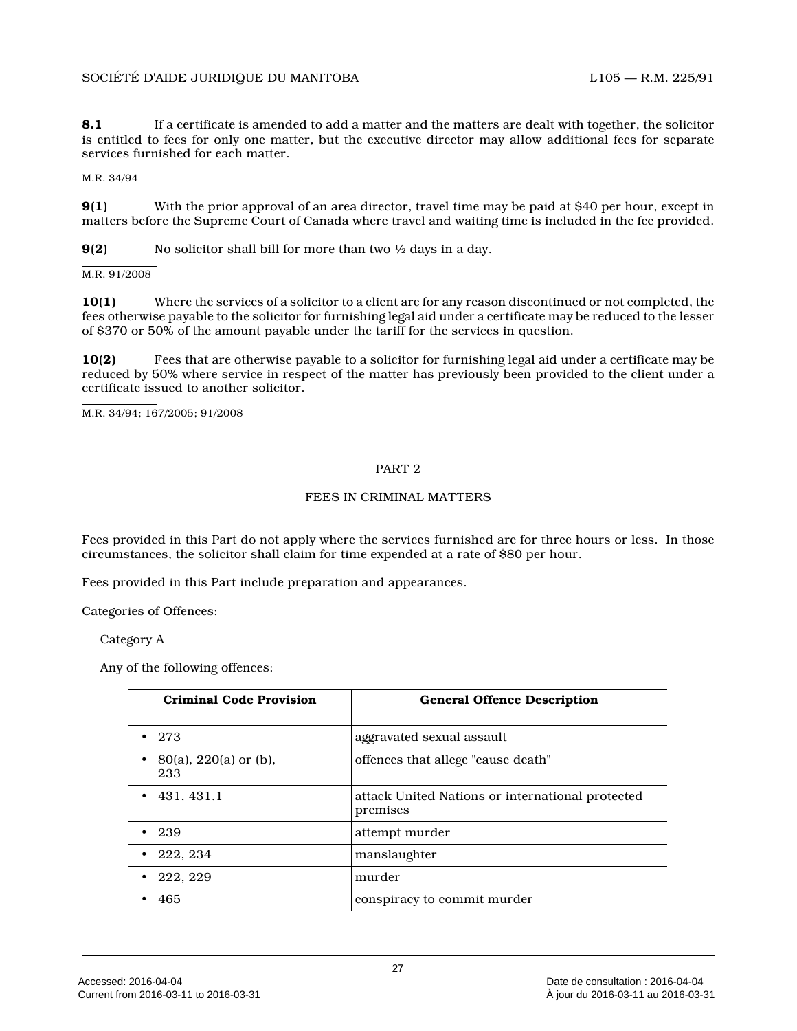**8.1** If a certificate is amended to add a matter and the matters are dealt with together, the solicitor is entitled to fees for only one matter, but the executive director may allow additional fees for separate services furnished for each matter.

M.R. 34/94

**9(1)** With the prior approval of an area director, travel time may be paid at $40 per hour, except in matters before the Supreme Court of Canada where travel and waiting time is included in the fee provided.

**9(2)** No solicitor shall bill for more than two ½ days in a day.

M.R. 91/2008

**10(1)** Where the services of a solicitor to a client are for any reason discontinued or not completed, the fees otherwise payable to the solicitor for furnishing legal aid under a certificate may be reduced to the lesser of $370 or 50% of the amount payable under the tariff for the services in question.

**10(2)** Fees that are otherwise payable to a solicitor for furnishing legal aid under a certificate may be reduced by 50% where service in respect of the matter has previously been provided to the client under a certificate issued to another solicitor.

M.R. 34/94; 167/2005; 91/2008

## PART 2

## FEES IN CRIMINAL MATTERS

Fees provided in this Part do not apply where the services furnished are for three hours or less. In those circumstances, the solicitor shall claim for time expended at a rate of $80 per hour.

Fees provided in this Part include preparation and appearances.

Categories of Offences:

Category A

Any of the following offences:

| Criminal Code Provision | General Offence Description |
|---|---|
| • 273 | aggravated sexual assault |
| • 80(a), 220(a) or (b), 233 | offences that allege "cause death" |
| • 431, 431.1 | attack United Nations or international protected premises |
| • 239 | attempt murder |
| • 222, 234 | manslaughter |
| • 222, 229 | murder |
| • 465 | conspiracy to commit murder |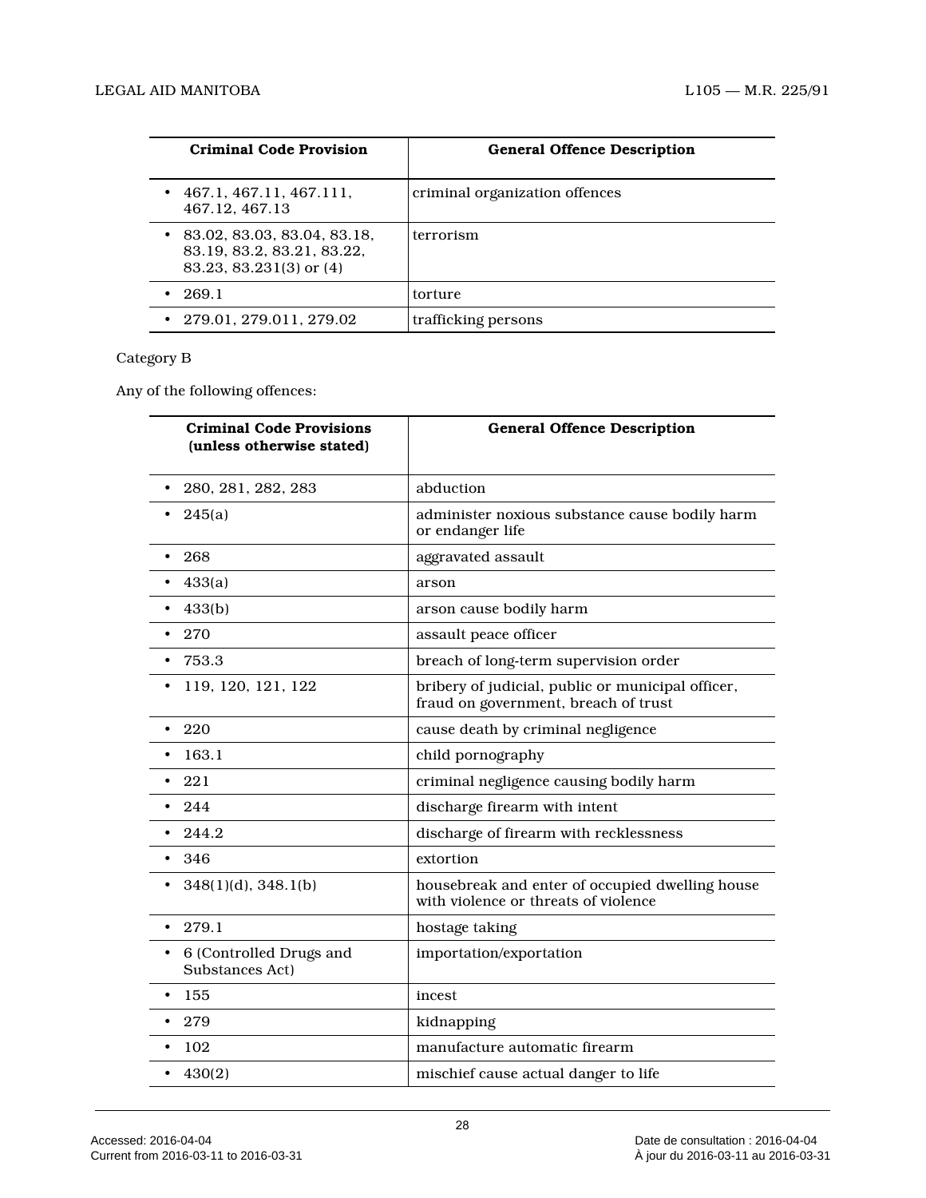| Criminal Code Provision | General Offence Description |
|---|---|
| • 467.1, 467.11, 467.111, 467.12, 467.13 | criminal organization offences |
| • 83.02, 83.03, 83.04, 83.18, 83.19, 83.2, 83.21, 83.22, 83.23, 83.231(3) or (4) | terrorism |
| • 269.1 | torture |
| • 279.01, 279.011, 279.02 | trafficking persons |

Category B

Any of the following offences:

| Criminal Code Provisions (unless otherwise stated) | General Offence Description |
|---|---|
| • 280, 281, 282, 283 | abduction |
| • 245(a) | administer noxious substance cause bodily harm or endanger life |
| • 268 | aggravated assault |
| • 433(a) | arson |
| • 433(b) | arson cause bodily harm |
| • 270 | assault peace officer |
| • 753.3 | breach of long-term supervision order |
| • 119, 120, 121, 122 | bribery of judicial, public or municipal officer, fraud on government, breach of trust |
| • 220 | cause death by criminal negligence |
| • 163.1 | child pornography |
| • 221 | criminal negligence causing bodily harm |
| • 244 | discharge firearm with intent |
| • 244.2 | discharge of firearm with recklessness |
| • 346 | extortion |
| • 348(1)(d), 348.1(b) | housebreak and enter of occupied dwelling house with violence or threats of violence |
| • 279.1 | hostage taking |
| • 6 (Controlled Drugs and Substances Act) | importation/exportation |
| • 155 | incest |
| • 279 | kidnapping |
| • 102 | manufacture automatic firearm |
| • 430(2) | mischief cause actual danger to life |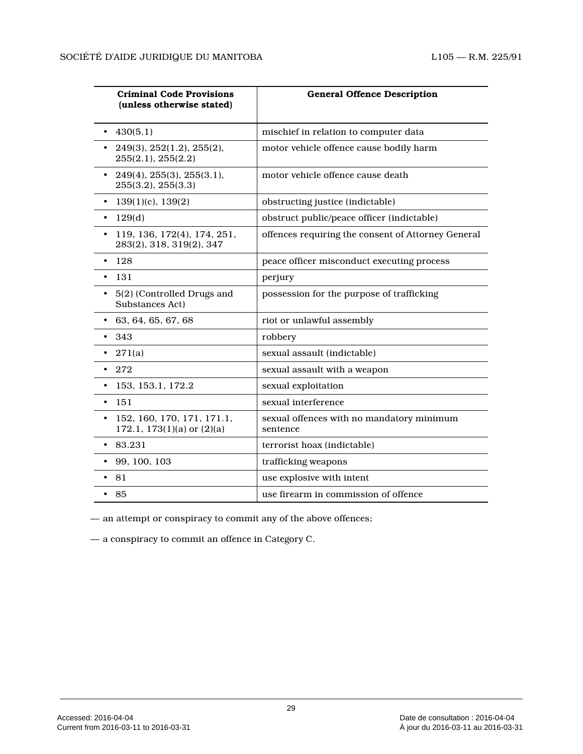| Criminal Code Provisions (unless otherwise stated) | General Offence Description |
|---|---|
| • 430(5.1) | mischief in relation to computer data |
| • 249(3), 252(1.2), 255(2), 255(2.1), 255(2.2) | motor vehicle offence cause bodily harm |
| • 249(4), 255(3), 255(3.1), 255(3.2), 255(3.3) | motor vehicle offence cause death |
| • 139(1)(c), 139(2) | obstructing justice (indictable) |
| • 129(d) | obstruct public/peace officer (indictable) |
| • 119, 136, 172(4), 174, 251, 283(2), 318, 319(2), 347 | offences requiring the consent of Attorney General |
| • 128 | peace officer misconduct executing process |
| • 131 | perjury |
| • 5(2) (Controlled Drugs and Substances Act) | possession for the purpose of trafficking |
| • 63, 64, 65, 67, 68 | riot or unlawful assembly |
| • 343 | robbery |
| • 271(a) | sexual assault (indictable) |
| • 272 | sexual assault with a weapon |
| • 153, 153.1, 172.2 | sexual exploitation |
| • 151 | sexual interference |
| • 152, 160, 170, 171, 171.1, 172.1, 173(1)(a) or (2)(a) | sexual offences with no mandatory minimum sentence |
| • 83.231 | terrorist hoax (indictable) |
| • 99, 100, 103 | trafficking weapons |
| • 81 | use explosive with intent |
| • 85 | use firearm in commission of offence |

— an attempt or conspiracy to commit any of the above offences;

— a conspiracy to commit an offence in Category C.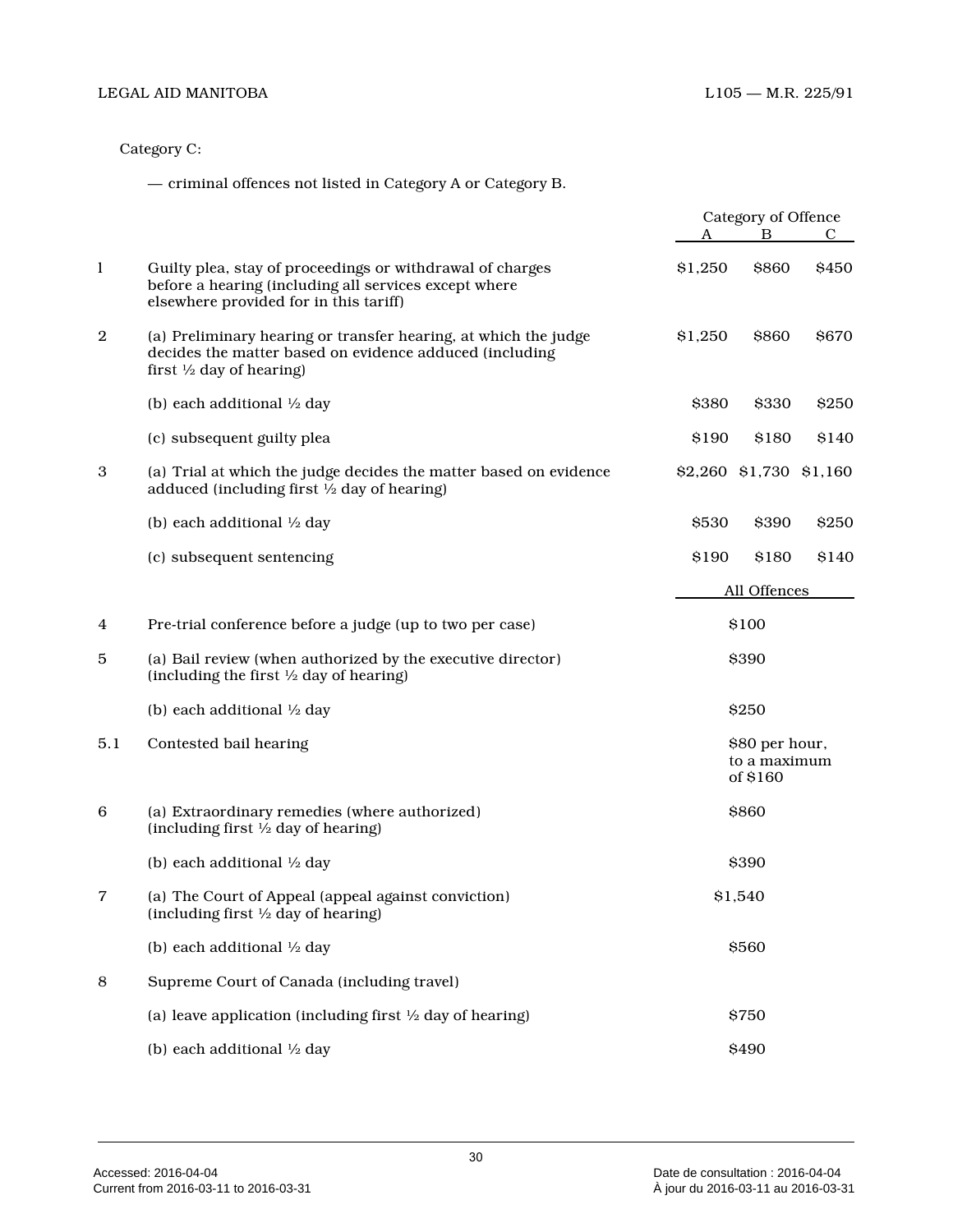Category C:

— criminal offences not listed in Category A or Category B.

| | | Category of Offence | | |
|---|---|---|---|---|
| | | A | B | C |
| 1 | Guilty plea, stay of proceedings or withdrawal of charges before a hearing (including all services except where elsewhere provided for in this tariff) | $1,250 | $860 | $450 |
| 2 | (a) Preliminary hearing or transfer hearing, at which the judge decides the matter based on evidence adduced (including first ½ day of hearing) | $1,250 | $860 | $670 |
| | (b) each additional ½ day | $380 | $330 | $250 |
| | (c) subsequent guilty plea | $190 | $180 | $140 |
| 3 | (a) Trial at which the judge decides the matter based on evidence adduced (including first ½ day of hearing) | $2,260 | $1,730 | $1,160 |
| | (b) each additional ½ day | $530 | $390 | $250 |
| | (c) subsequent sentencing | $190 | $180 | $140 |

| | | All Offences |
|---|---|---|
| 4 | Pre-trial conference before a judge (up to two per case) | $100 |
| 5 | (a) Bail review (when authorized by the executive director) (including the first ½ day of hearing) | $390 |
| | (b) each additional ½ day | $250 |
| 5.1 | Contested bail hearing | $80 per hour, to a maximum of $160 |
| 6 | (a) Extraordinary remedies (where authorized) (including first ½ day of hearing) | $860 |
| | (b) each additional ½ day | $390 |
| 7 | (a) The Court of Appeal (appeal against conviction) (including first ½ day of hearing) | $1,540 |
| | (b) each additional ½ day | $560 |
| 8 | Supreme Court of Canada (including travel) | |
| | (a) leave application (including first ½ day of hearing) | $750 |
| | (b) each additional ½ day | $490 |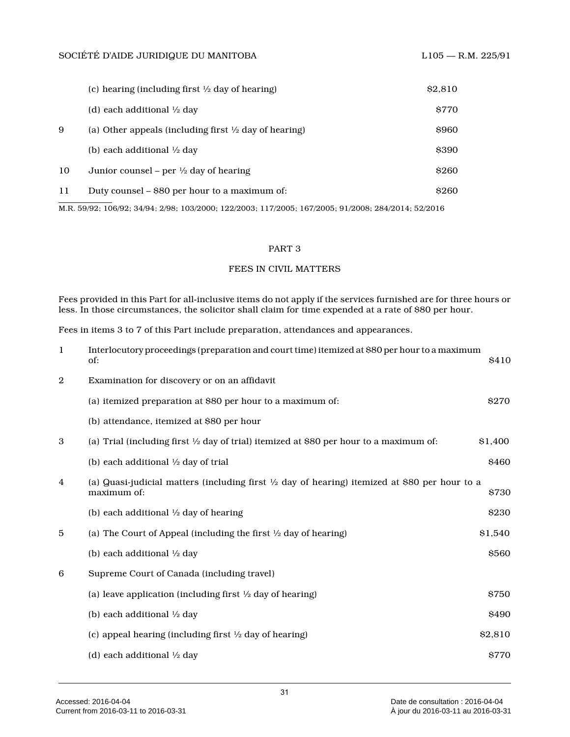| | | |
|---|---|---|
| | (c) hearing (including first ½ day of hearing) | $2,810 |
| | (d) each additional ½ day | $770 |
| 9 | (a) Other appeals (including first ½ day of hearing) | $960 |
| | (b) each additional ½ day | $390 |
| 10 | Junior counsel – per ½ day of hearing | $260 |
| 11 | Duty counsel – $80 per hour to a maximum of: | $260 |

M.R. 59/92; 106/92; 34/94; 2/98; 103/2000; 122/2003; 117/2005; 167/2005; 91/2008; 284/2014; 52/2016

## PART 3

## FEES IN CIVIL MATTERS

Fees provided in this Part for all-inclusive items do not apply if the services furnished are for three hours or less. In those circumstances, the solicitor shall claim for time expended at a rate of $80 per hour.

Fees in items 3 to 7 of this Part include preparation, attendances and appearances.

| | | |
|---|---|---|
| 1 | Interlocutory proceedings (preparation and court time) itemized at $80 per hour to a maximum of: | $410 |
| 2 | Examination for discovery or on an affidavit | |
| | (a) itemized preparation at $80 per hour to a maximum of: | $270 |
| | (b) attendance, itemized at $80 per hour | |
| 3 | (a) Trial (including first ½ day of trial) itemized at $80 per hour to a maximum of: | $1,400 |
| | (b) each additional ½ day of trial | $460 |
| 4 | (a) Quasi-judicial matters (including first ½ day of hearing) itemized at $80 per hour to a maximum of: | $730 |
| | (b) each additional ½ day of hearing | $230 |
| 5 | (a) The Court of Appeal (including the first ½ day of hearing) | $1,540 |
| | (b) each additional ½ day | $560 |
| 6 | Supreme Court of Canada (including travel) | |
| | (a) leave application (including first ½ day of hearing) | $750 |
| | (b) each additional ½ day | $490 |
| | (c) appeal hearing (including first ½ day of hearing) | $2,810 |
| | (d) each additional ½ day | $770 |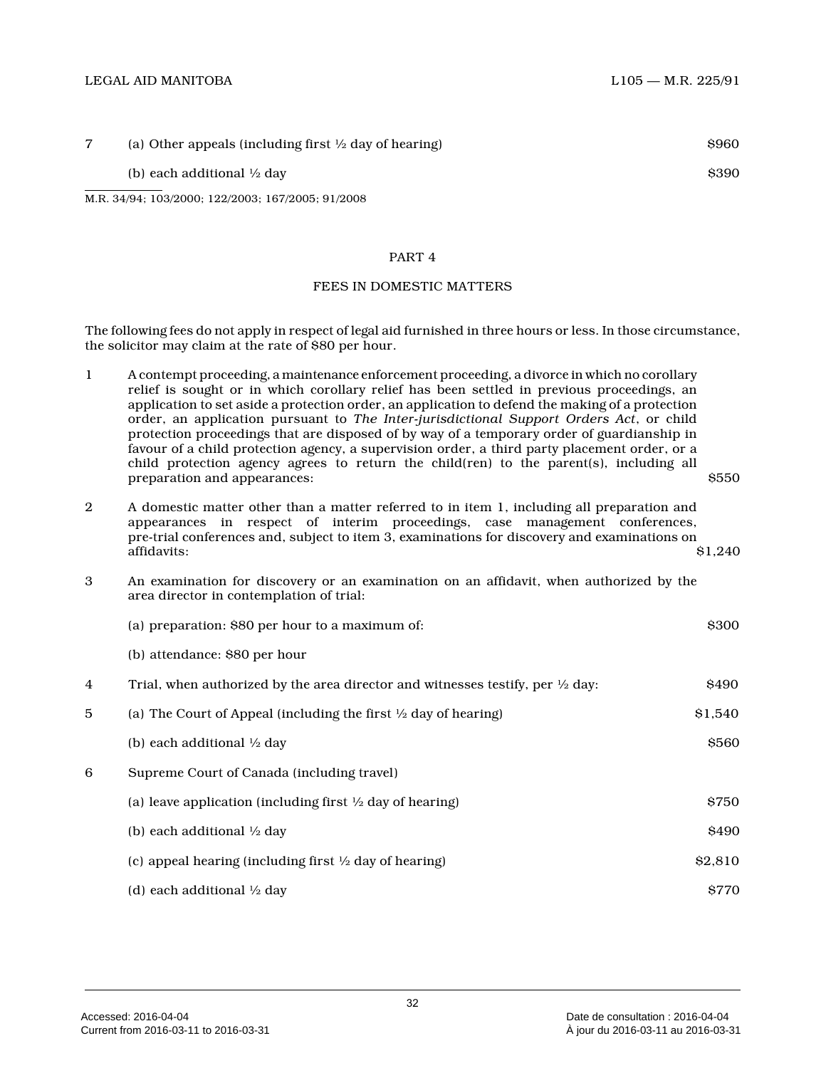| | | |
|---|---|---|
| 7 | (a) Other appeals (including first ½ day of hearing) | $960 |
| | (b) each additional ½ day | $390 |

M.R. 34/94; 103/2000; 122/2003; 167/2005; 91/2008

## PART 4

## FEES IN DOMESTIC MATTERS

The following fees do not apply in respect of legal aid furnished in three hours or less. In those circumstance, the solicitor may claim at the rate of $80 per hour.

| | | |
|---|---|---|
| 1 | A contempt proceeding, a maintenance enforcement proceeding, a divorce in which no corollary relief is sought or in which corollary relief has been settled in previous proceedings, an application to set aside a protection order, an application to defend the making of a protection order, an application pursuant to *The Inter-jurisdictional Support Orders Act*, or child protection proceedings that are disposed of by way of a temporary order of guardianship in favour of a child protection agency, a supervision order, a third party placement order, or a child protection agency agrees to return the child(ren) to the parent(s), including all preparation and appearances: | $550 |
| 2 | A domestic matter other than a matter referred to in item 1, including all preparation and appearances in respect of interim proceedings, case management conferences, pre-trial conferences and, subject to item 3, examinations for discovery and examinations on affidavits: | $1,240 |
| 3 | An examination for discovery or an examination on an affidavit, when authorized by the area director in contemplation of trial: | |
| | (a) preparation: $80 per hour to a maximum of: | $300 |
| | (b) attendance: $80 per hour | |
| 4 | Trial, when authorized by the area director and witnesses testify, per ½ day: | $490 |
| 5 | (a) The Court of Appeal (including the first ½ day of hearing) | $1,540 |
| | (b) each additional ½ day | $560 |
| 6 | Supreme Court of Canada (including travel) | |
| | (a) leave application (including first ½ day of hearing) | $750 |
| | (b) each additional ½ day | $490 |
| | (c) appeal hearing (including first ½ day of hearing) | $2,810 |
| | (d) each additional ½ day | $770 |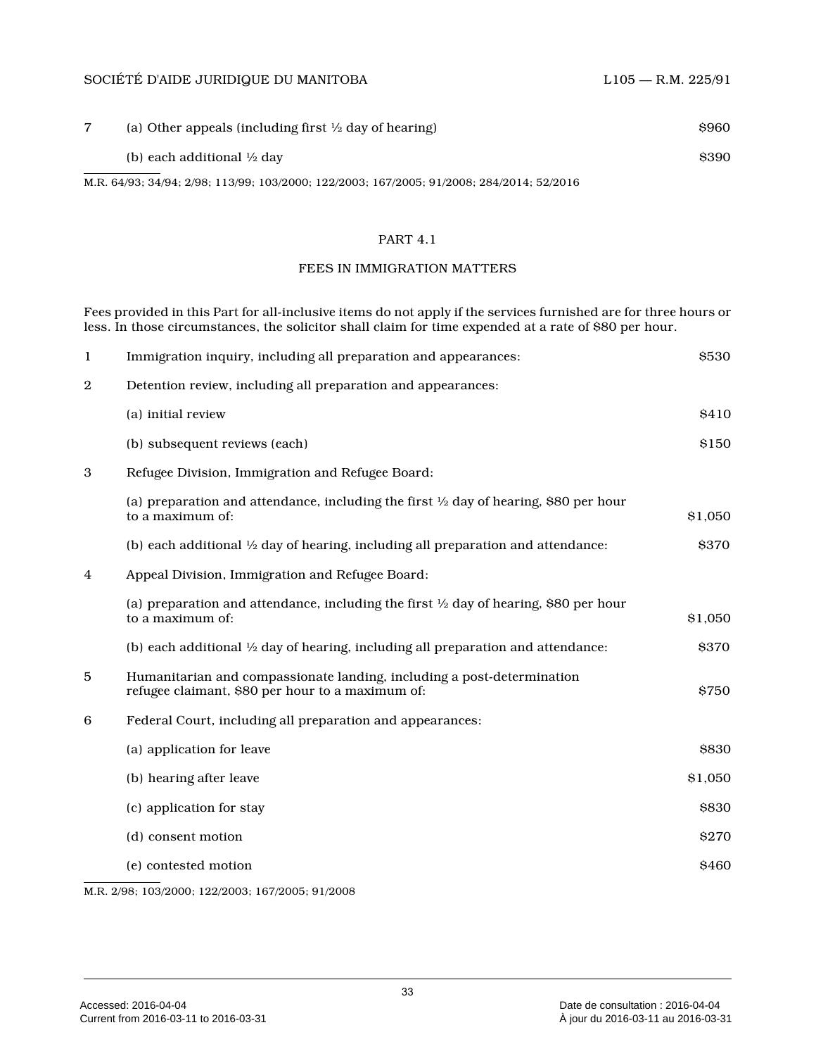| | | |
|---|---|---|
| 7 | (a) Other appeals (including first ½ day of hearing) | $960 |
| | (b) each additional ½ day | $390 |

M.R. 64/93; 34/94; 2/98; 113/99; 103/2000; 122/2003; 167/2005; 91/2008; 284/2014; 52/2016

## PART 4.1

## FEES IN IMMIGRATION MATTERS

Fees provided in this Part for all-inclusive items do not apply if the services furnished are for three hours or less. In those circumstances, the solicitor shall claim for time expended at a rate of $80 per hour.

| | | |
|---|---|---|
| 1 | Immigration inquiry, including all preparation and appearances: | $530 |
| 2 | Detention review, including all preparation and appearances: | |
| | (a) initial review | $410 |
| | (b) subsequent reviews (each) | $150 |
| 3 | Refugee Division, Immigration and Refugee Board: | |
| | (a) preparation and attendance, including the first ½ day of hearing, $80 per hour to a maximum of: | $1,050 |
| | (b) each additional ½ day of hearing, including all preparation and attendance: | $370 |
| 4 | Appeal Division, Immigration and Refugee Board: | |
| | (a) preparation and attendance, including the first ½ day of hearing, $80 per hour to a maximum of: | $1,050 |
| | (b) each additional ½ day of hearing, including all preparation and attendance: | $370 |
| 5 | Humanitarian and compassionate landing, including a post-determination refugee claimant, $80 per hour to a maximum of: | $750 |
| 6 | Federal Court, including all preparation and appearances: | |
| | (a) application for leave | $830 |
| | (b) hearing after leave | $1,050 |
| | (c) application for stay | $830 |
| | (d) consent motion | $270 |
| | (e) contested motion | $460 |

M.R. 2/98; 103/2000; 122/2003; 167/2005; 91/2008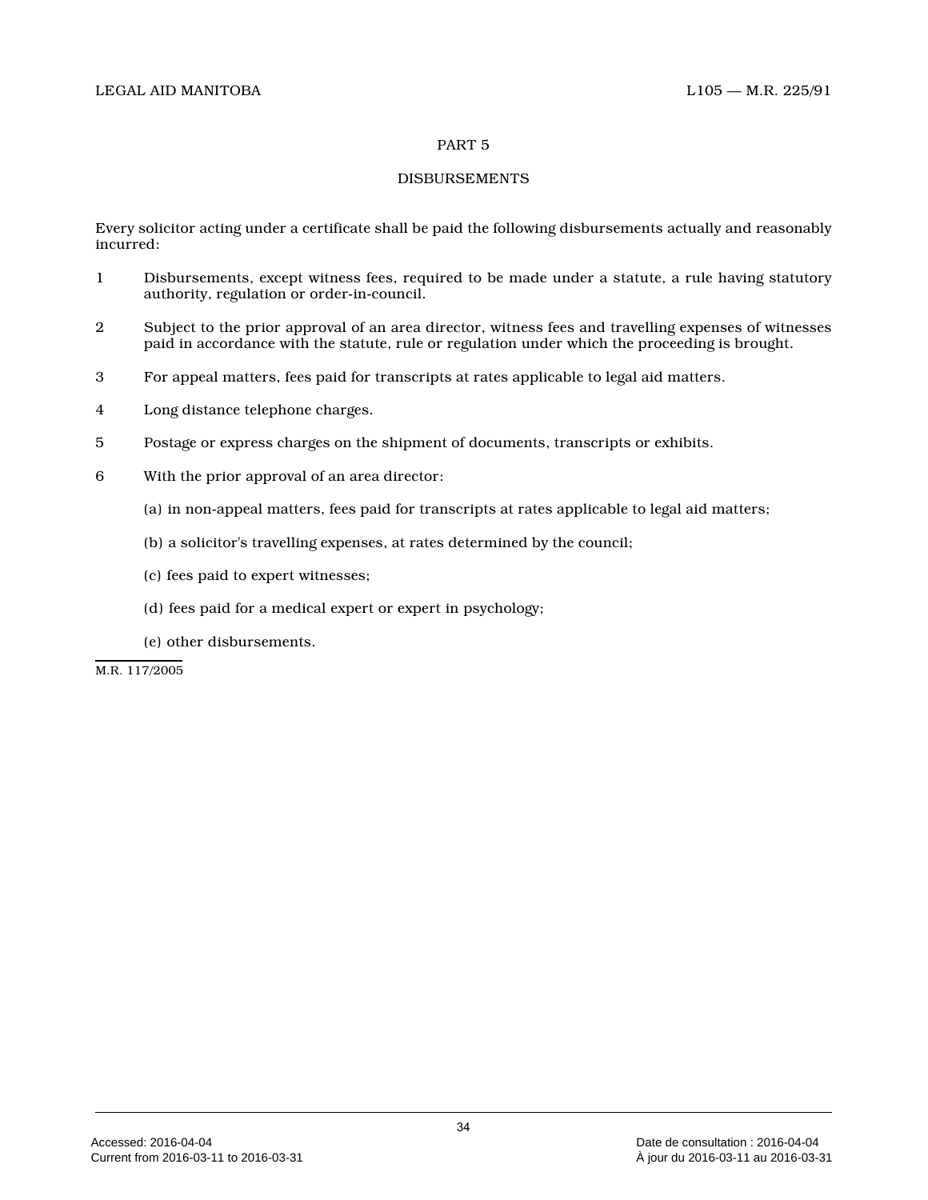## PART 5

## DISBURSEMENTS

Every solicitor acting under a certificate shall be paid the following disbursements actually and reasonably incurred:

1 Disbursements, except witness fees, required to be made under a statute, a rule having statutory authority, regulation or order-in-council.

2 Subject to the prior approval of an area director, witness fees and travelling expenses of witnesses paid in accordance with the statute, rule or regulation under which the proceeding is brought.

3 For appeal matters, fees paid for transcripts at rates applicable to legal aid matters.

4 Long distance telephone charges.

5 Postage or express charges on the shipment of documents, transcripts or exhibits.

6 With the prior approval of an area director:

(a) in non-appeal matters, fees paid for transcripts at rates applicable to legal aid matters;

(b) a solicitor's travelling expenses, at rates determined by the council;

(c) fees paid to expert witnesses;

(d) fees paid for a medical expert or expert in psychology;

(e) other disbursements.

M.R. 117/2005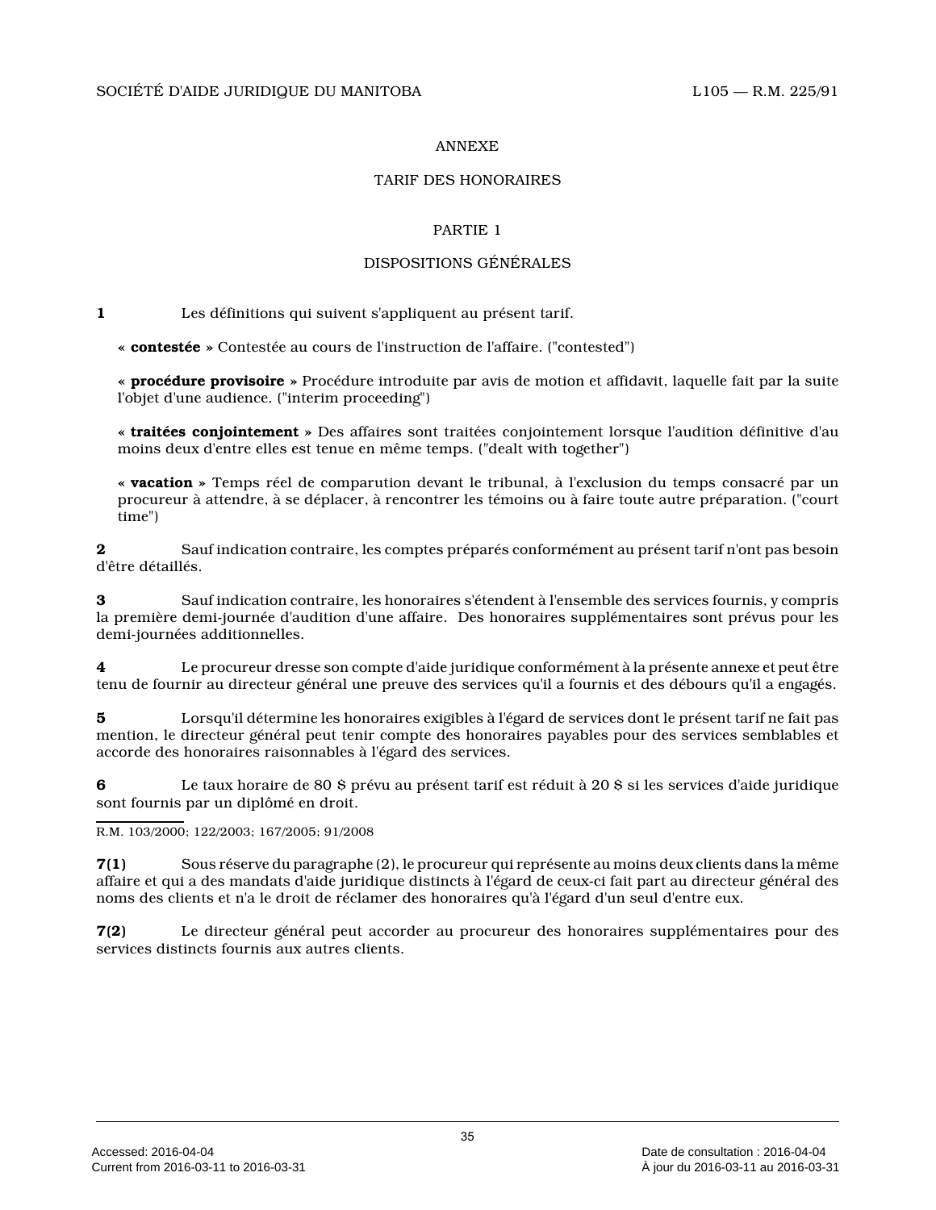# ANNEXE

## TARIF DES HONORAIRES

### PARTIE 1

### DISPOSITIONS GÉNÉRALES

**1** Les définitions qui suivent s'appliquent au présent tarif.

« **contestée** » Contestée au cours de l'instruction de l'affaire. ("contested")

« **procédure provisoire** » Procédure introduite par avis de motion et affidavit, laquelle fait par la suite l'objet d'une audience. ("interim proceeding")

« **traitées conjointement** » Des affaires sont traitées conjointement lorsque l'audition définitive d'au moins deux d'entre elles est tenue en même temps. ("dealt with together")

« **vacation** » Temps réel de comparution devant le tribunal, à l'exclusion du temps consacré par un procureur à attendre, à se déplacer, à rencontrer les témoins ou à faire toute autre préparation. ("court time")

**2** Sauf indication contraire, les comptes préparés conformément au présent tarif n'ont pas besoin d'être détaillés.

**3** Sauf indication contraire, les honoraires s'étendent à l'ensemble des services fournis, y compris la première demi-journée d'audition d'une affaire. Des honoraires supplémentaires sont prévus pour les demi-journées additionnelles.

**4** Le procureur dresse son compte d'aide juridique conformément à la présente annexe et peut être tenu de fournir au directeur général une preuve des services qu'il a fournis et des débours qu'il a engagés.

**5** Lorsqu'il détermine les honoraires exigibles à l'égard de services dont le présent tarif ne fait pas mention, le directeur général peut tenir compte des honoraires payables pour des services semblables et accorde des honoraires raisonnables à l'égard des services.

**6** Le taux horaire de 80 $ prévu au présent tarif est réduit à 20 $ si les services d'aide juridique sont fournis par un diplômé en droit.

R.M. 103/2000; 122/2003; 167/2005; 91/2008

**7(1)** Sous réserve du paragraphe (2), le procureur qui représente au moins deux clients dans la même affaire et qui a des mandats d'aide juridique distincts à l'égard de ceux-ci fait part au directeur général des noms des clients et n'a le droit de réclamer des honoraires qu'à l'égard d'un seul d'entre eux.

**7(2)** Le directeur général peut accorder au procureur des honoraires supplémentaires pour des services distincts fournis aux autres clients.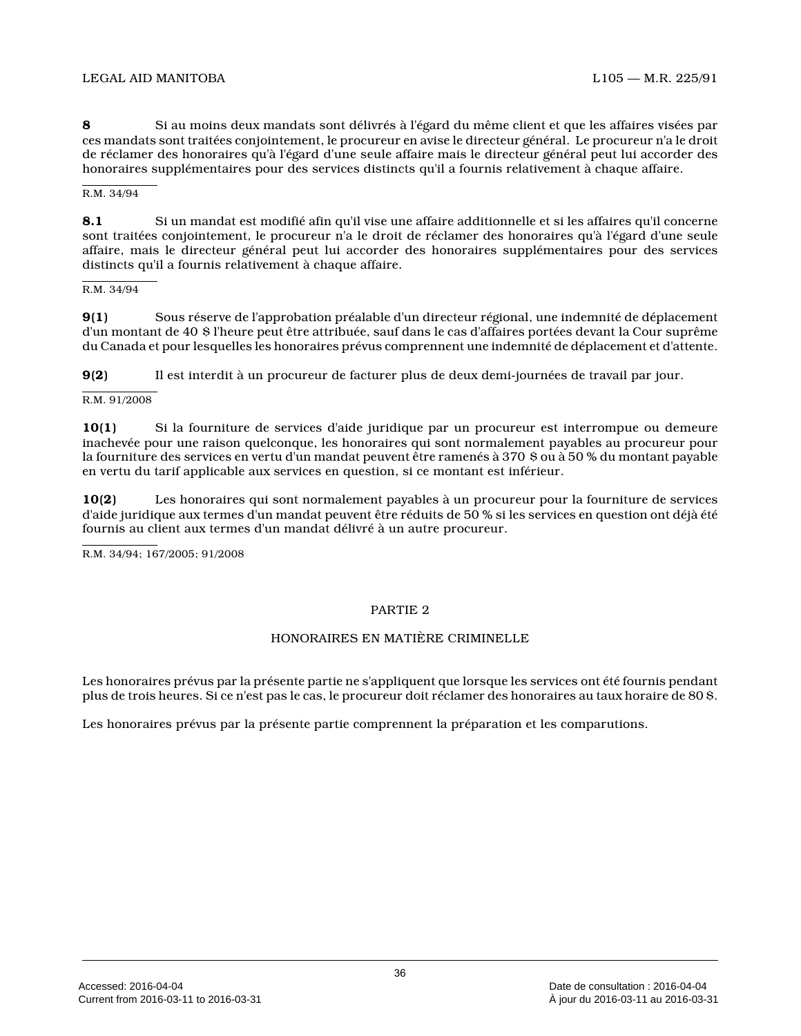**8** Si au moins deux mandats sont délivrés à l'égard du même client et que les affaires visées par ces mandats sont traitées conjointement, le procureur en avise le directeur général. Le procureur n'a le droit de réclamer des honoraires qu'à l'égard d'une seule affaire mais le directeur général peut lui accorder des honoraires supplémentaires pour des services distincts qu'il a fournis relativement à chaque affaire.

R.M. 34/94

**8.1** Si un mandat est modifié afin qu'il vise une affaire additionnelle et si les affaires qu'il concerne sont traitées conjointement, le procureur n'a le droit de réclamer des honoraires qu'à l'égard d'une seule affaire, mais le directeur général peut lui accorder des honoraires supplémentaires pour des services distincts qu'il a fournis relativement à chaque affaire.

R.M. 34/94

**9(1)** Sous réserve de l'approbation préalable d'un directeur régional, une indemnité de déplacement d'un montant de 40 $ l'heure peut être attribuée, sauf dans le cas d'affaires portées devant la Cour suprême du Canada et pour lesquelles les honoraires prévus comprennent une indemnité de déplacement et d'attente.

**9(2)** Il est interdit à un procureur de facturer plus de deux demi-journées de travail par jour.

R.M. 91/2008

**10(1)** Si la fourniture de services d'aide juridique par un procureur est interrompue ou demeure inachevée pour une raison quelconque, les honoraires qui sont normalement payables au procureur pour la fourniture des services en vertu d'un mandat peuvent être ramenés à 370 $ ou à 50 % du montant payable en vertu du tarif applicable aux services en question, si ce montant est inférieur.

**10(2)** Les honoraires qui sont normalement payables à un procureur pour la fourniture de services d'aide juridique aux termes d'un mandat peuvent être réduits de 50 % si les services en question ont déjà été fournis au client aux termes d'un mandat délivré à un autre procureur.

R.M. 34/94; 167/2005; 91/2008

## PARTIE 2

## HONORAIRES EN MATIÈRE CRIMINELLE

Les honoraires prévus par la présente partie ne s'appliquent que lorsque les services ont été fournis pendant plus de trois heures. Si ce n'est pas le cas, le procureur doit réclamer des honoraires au taux horaire de 80 $.

Les honoraires prévus par la présente partie comprennent la préparation et les comparutions.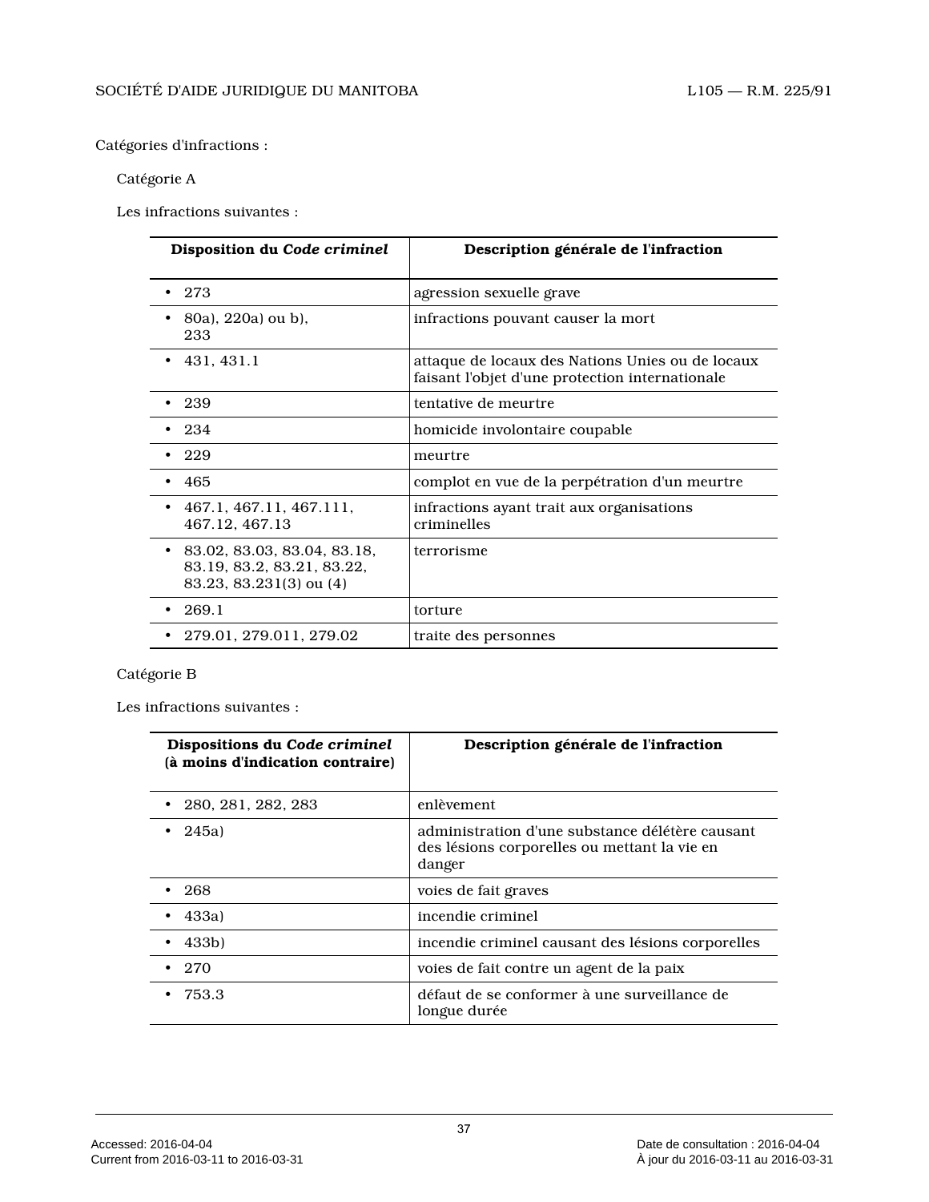Catégories d'infractions :

Catégorie A

Les infractions suivantes :

| Disposition du *Code criminel* | Description générale de l'infraction |
|---|---|
| • 273 | agression sexuelle grave |
| • 80a), 220a) ou b), 233 | infractions pouvant causer la mort |
| • 431, 431.1 | attaque de locaux des Nations Unies ou de locaux faisant l'objet d'une protection internationale |
| • 239 | tentative de meurtre |
| • 234 | homicide involontaire coupable |
| • 229 | meurtre |
| • 465 | complot en vue de la perpétration d'un meurtre |
| • 467.1, 467.11, 467.111, 467.12, 467.13 | infractions ayant trait aux organisations criminelles |
| • 83.02, 83.03, 83.04, 83.18, 83.19, 83.2, 83.21, 83.22, 83.23, 83.231(3) ou (4) | terrorisme |
| • 269.1 | torture |
| • 279.01, 279.011, 279.02 | traite des personnes |

Catégorie B

Les infractions suivantes :

| Dispositions du *Code criminel* (à moins d'indication contraire) | Description générale de l'infraction |
|---|---|
| • 280, 281, 282, 283 | enlèvement |
| • 245a) | administration d'une substance délétère causant des lésions corporelles ou mettant la vie en danger |
| • 268 | voies de fait graves |
| • 433a) | incendie criminel |
| • 433b) | incendie criminel causant des lésions corporelles |
| • 270 | voies de fait contre un agent de la paix |
| • 753.3 | défaut de se conformer à une surveillance de longue durée |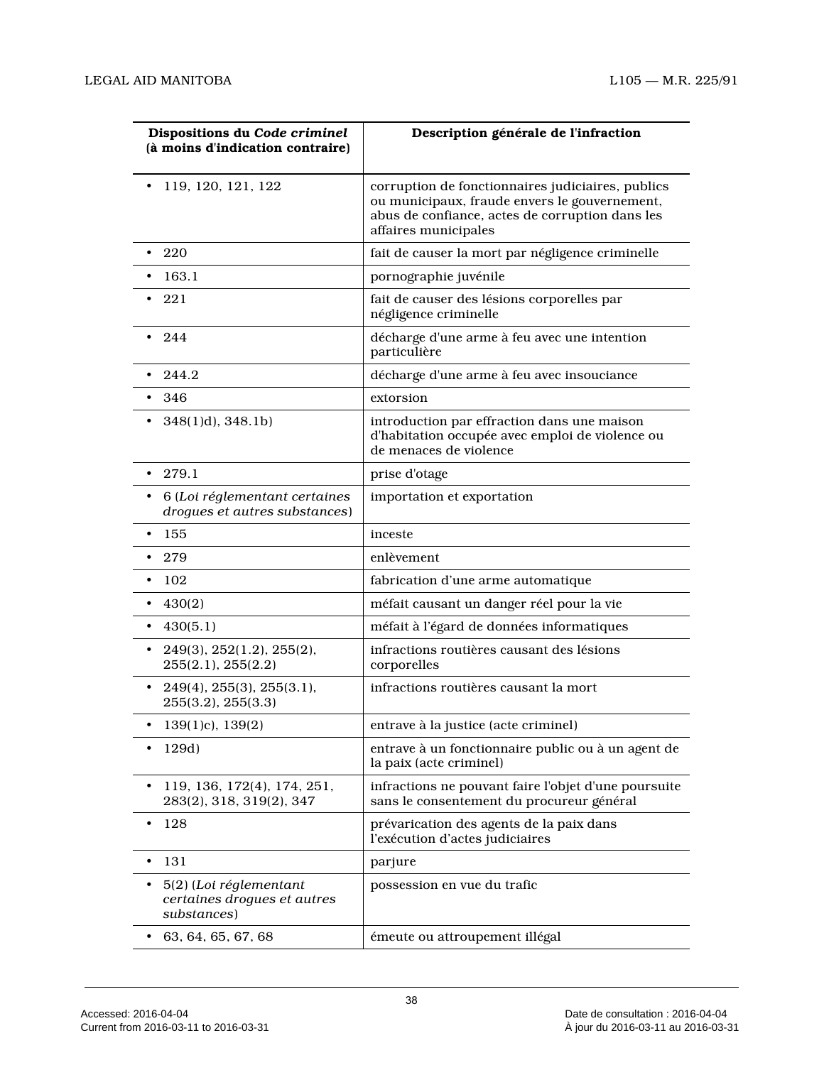| Dispositions du *Code criminel* (à moins d'indication contraire) | Description générale de l'infraction |
|---|---|
| • 119, 120, 121, 122 | corruption de fonctionnaires judiciaires, publics ou municipaux, fraude envers le gouvernement, abus de confiance, actes de corruption dans les affaires municipales |
| • 220 | fait de causer la mort par négligence criminelle |
| • 163.1 | pornographie juvénile |
| • 221 | fait de causer des lésions corporelles par négligence criminelle |
| • 244 | décharge d'une arme à feu avec une intention particulière |
| • 244.2 | décharge d'une arme à feu avec insouciance |
| • 346 | extorsion |
| • 348(1)d), 348.1b) | introduction par effraction dans une maison d'habitation occupée avec emploi de violence ou de menaces de violence |
| • 279.1 | prise d'otage |
| • 6 (*Loi réglementant certaines drogues et autres substances*) | importation et exportation |
| • 155 | inceste |
| • 279 | enlèvement |
| • 102 | fabrication d'une arme automatique |
| • 430(2) | méfait causant un danger réel pour la vie |
| • 430(5.1) | méfait à l'égard de données informatiques |
| • 249(3), 252(1.2), 255(2), 255(2.1), 255(2.2) | infractions routières causant des lésions corporelles |
| • 249(4), 255(3), 255(3.1), 255(3.2), 255(3.3) | infractions routières causant la mort |
| • 139(1)c), 139(2) | entrave à la justice (acte criminel) |
| • 129d) | entrave à un fonctionnaire public ou à un agent de la paix (acte criminel) |
| • 119, 136, 172(4), 174, 251, 283(2), 318, 319(2), 347 | infractions ne pouvant faire l'objet d'une poursuite sans le consentement du procureur général |
| • 128 | prévarication des agents de la paix dans l'exécution d'actes judiciaires |
| • 131 | parjure |
| • 5(2) (*Loi réglementant certaines drogues et autres substances*) | possession en vue du trafic |
| • 63, 64, 65, 67, 68 | émeute ou attroupement illégal |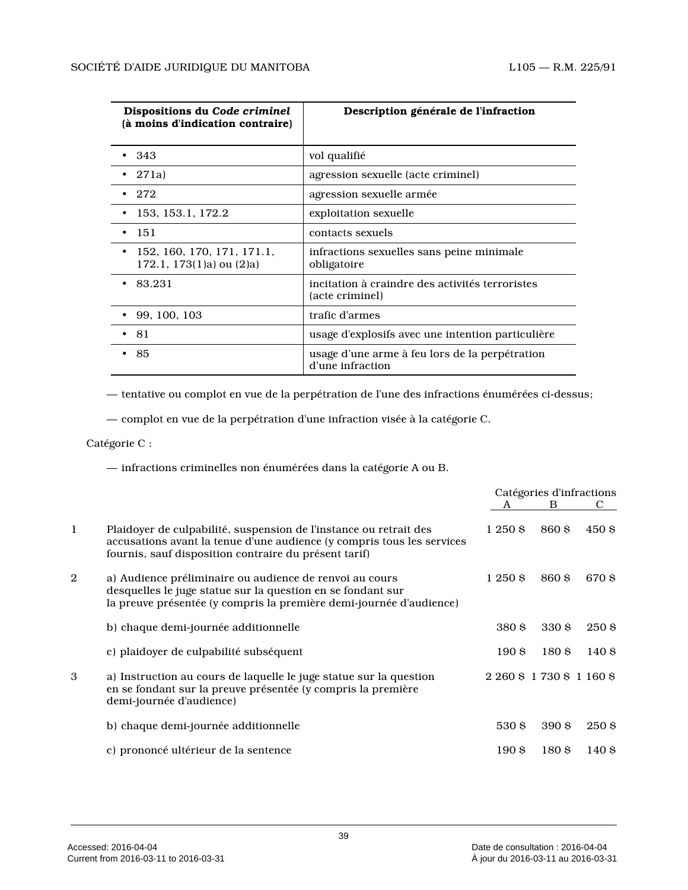| Dispositions du *Code criminel* (à moins d'indication contraire) | Description générale de l'infraction |
|---|---|
| • 343 | vol qualifié |
| • 271a) | agression sexuelle (acte criminel) |
| • 272 | agression sexuelle armée |
| • 153, 153.1, 172.2 | exploitation sexuelle |
| • 151 | contacts sexuels |
| • 152, 160, 170, 171, 171.1, 172.1, 173(1)a) ou (2)a) | infractions sexuelles sans peine minimale obligatoire |
| • 83.231 | incitation à craindre des activités terroristes (acte criminel) |
| • 99, 100, 103 | trafic d'armes |
| • 81 | usage d'explosifs avec une intention particulière |
| • 85 | usage d'une arme à feu lors de la perpétration d'une infraction |

— tentative ou complot en vue de la perpétration de l'une des infractions énumérées ci-dessus;

— complot en vue de la perpétration d'une infraction visée à la catégorie C.

Catégorie C :

— infractions criminelles non énumérées dans la catégorie A ou B.

| | | Catégories d'infractions | | |
|---|---|---|---|---|
| | | A | B | C |
| 1 | Plaidoyer de culpabilité, suspension de l'instance ou retrait des accusations avant la tenue d'une audience (y compris tous les services fournis, sauf disposition contraire du présent tarif) | 1 250 $ | 860 $ | 450 $ |
| 2 | a) Audience préliminaire ou audience de renvoi au cours desquelles le juge statue sur la question en se fondant sur la preuve présentée (y compris la première demi-journée d'audience) | 1 250 $ | 860 $ | 670 $ |
| | b) chaque demi-journée additionnelle | 380 $ | 330 $ | 250 $ |
| | c) plaidoyer de culpabilité subséquent | 190 $ | 180 $ | 140 $ |
| 3 | a) Instruction au cours de laquelle le juge statue sur la question en se fondant sur la preuve présentée (y compris la première demi-journée d'audience) | 2 260 $ | 1 730 $ | 1 160 $ |
| | b) chaque demi-journée additionnelle | 530 $ | 390 $ | 250 $ |
| | c) prononcé ultérieur de la sentence | 190 $ | 180 $ | 140 $ |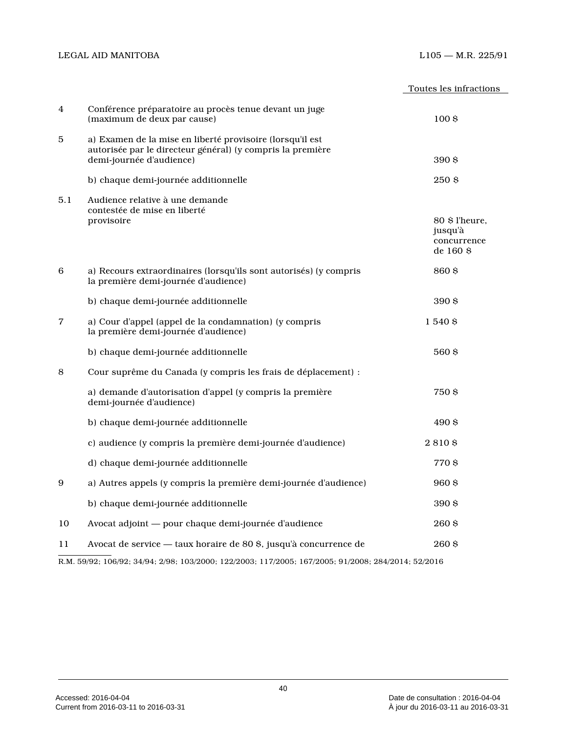| | | Toutes les infractions |
|---|---|---|
| 4 | Conférence préparatoire au procès tenue devant un juge (maximum de deux par cause) | 100 $ |
| 5 | a) Examen de la mise en liberté provisoire (lorsqu'il est autorisée par le directeur général) (y compris la première demi-journée d'audience) | 390 $ |
| | b) chaque demi-journée additionnelle | 250 $ |
| 5.1 | Audience relative à une demande contestée de mise en liberté provisoire | 80 $ l'heure, jusqu'à concurrence de 160 $ |
| 6 | a) Recours extraordinaires (lorsqu'ils sont autorisés) (y compris la première demi-journée d'audience) | 860 $ |
| | b) chaque demi-journée additionnelle | 390 $ |
| 7 | a) Cour d'appel (appel de la condamnation) (y compris la première demi-journée d'audience) | 1 540 $ |
| | b) chaque demi-journée additionnelle | 560 $ |
| 8 | Cour suprême du Canada (y compris les frais de déplacement) : | |
| | a) demande d'autorisation d'appel (y compris la première demi-journée d'audience) | 750 $ |
| | b) chaque demi-journée additionnelle | 490 $ |
| | c) audience (y compris la première demi-journée d'audience) | 2 810 $ |
| | d) chaque demi-journée additionnelle | 770 $ |
| 9 | a) Autres appels (y compris la première demi-journée d'audience) | 960 $ |
| | b) chaque demi-journée additionnelle | 390 $ |
| 10 | Avocat adjoint — pour chaque demi-journée d'audience | 260 $ |
| 11 | Avocat de service — taux horaire de 80 $, jusqu'à concurrence de | 260 $ |

R.M. 59/92; 106/92; 34/94; 2/98; 103/2000; 122/2003; 117/2005; 167/2005; 91/2008; 284/2014; 52/2016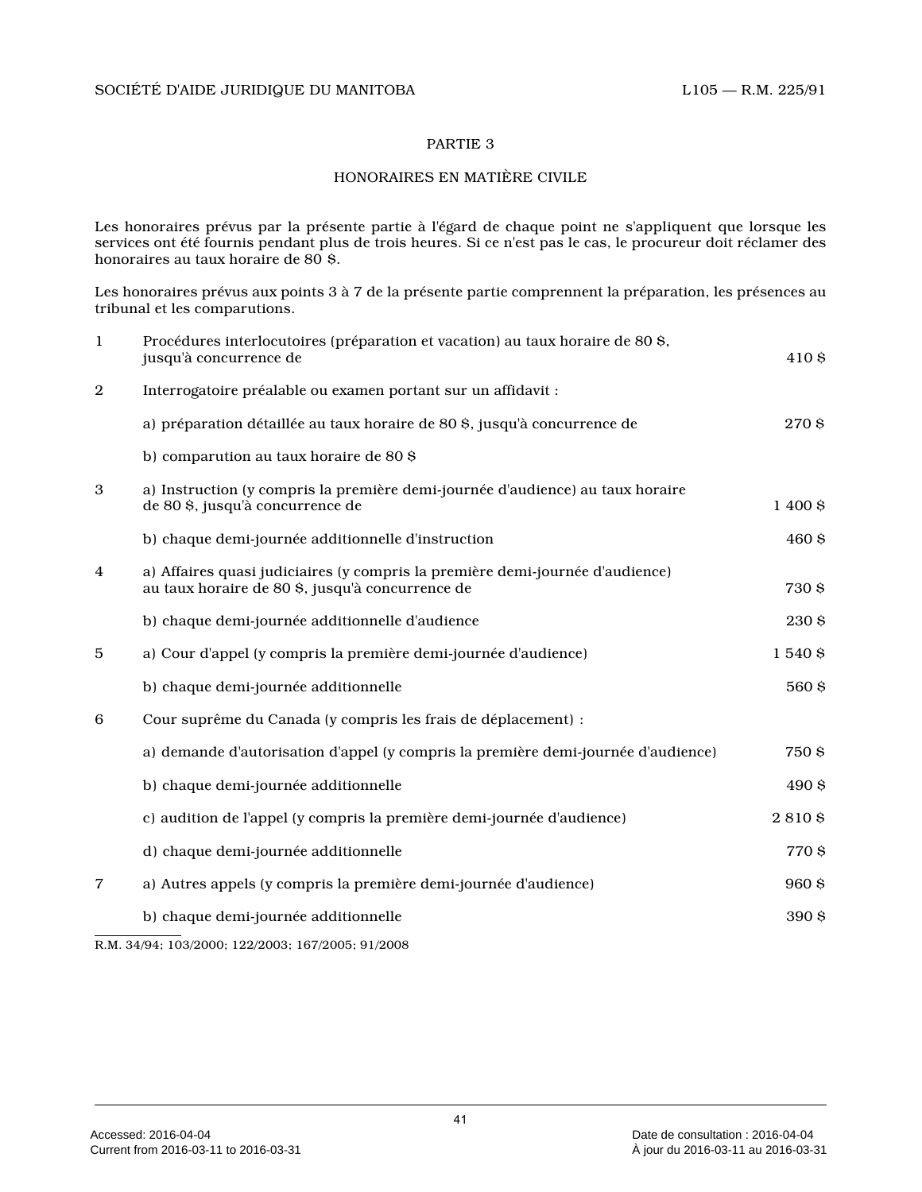PARTIE 3

HONORAIRES EN MATIÈRE CIVILE

Les honoraires prévus par la présente partie à l'égard de chaque point ne s'appliquent que lorsque les services ont été fournis pendant plus de trois heures. Si ce n'est pas le cas, le procureur doit réclamer des honoraires au taux horaire de 80 $.

Les honoraires prévus aux points 3 à 7 de la présente partie comprennent la préparation, les présences au tribunal et les comparutions.

| | | |
|---|---|---|
| 1 | Procédures interlocutoires (préparation et vacation) au taux horaire de 80 $, jusqu'à concurrence de | 410 $ |
| 2 | Interrogatoire préalable ou examen portant sur un affidavit : | |
| | a) préparation détaillée au taux horaire de 80 $, jusqu'à concurrence de | 270 $ |
| | b) comparution au taux horaire de 80 $ | |
| 3 | a) Instruction (y compris la première demi-journée d'audience) au taux horaire de 80 $, jusqu'à concurrence de | 1 400 $ |
| | b) chaque demi-journée additionnelle d'instruction | 460 $ |
| 4 | a) Affaires quasi judiciaires (y compris la première demi-journée d'audience) au taux horaire de 80 $, jusqu'à concurrence de | 730 $ |
| | b) chaque demi-journée additionnelle d'audience | 230 $ |
| 5 | a) Cour d'appel (y compris la première demi-journée d'audience) | 1 540 $ |
| | b) chaque demi-journée additionnelle | 560 $ |
| 6 | Cour suprême du Canada (y compris les frais de déplacement) : | |
| | a) demande d'autorisation d'appel (y compris la première demi-journée d'audience) | 750 $ |
| | b) chaque demi-journée additionnelle | 490 $ |
| | c) audition de l'appel (y compris la première demi-journée d'audience) | 2 810 $ |
| | d) chaque demi-journée additionnelle | 770 $ |
| 7 | a) Autres appels (y compris la première demi-journée d'audience) | 960 $ |
| | b) chaque demi-journée additionnelle | 390 $ |

R.M. 34/94; 103/2000; 122/2003; 167/2005; 91/2008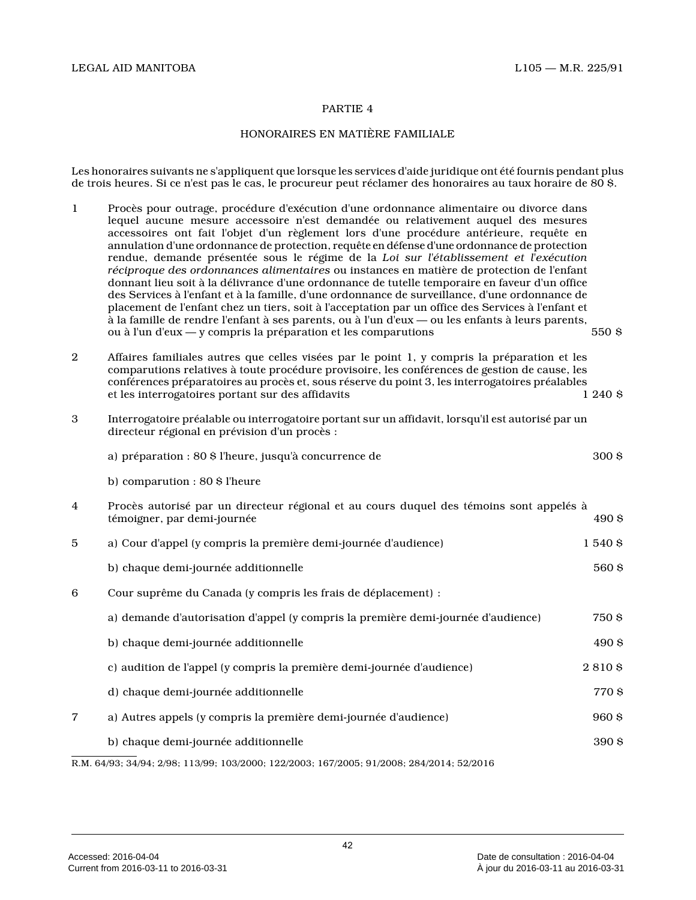## PARTIE 4

## HONORAIRES EN MATIÈRE FAMILIALE

Les honoraires suivants ne s'appliquent que lorsque les services d'aide juridique ont été fournis pendant plus de trois heures. Si ce n'est pas le cas, le procureur peut réclamer des honoraires au taux horaire de 80 $.

| | | |
|---|---|---|
| 1 | Procès pour outrage, procédure d'exécution d'une ordonnance alimentaire ou divorce dans lequel aucune mesure accessoire n'est demandée ou relativement auquel des mesures accessoires ont fait l'objet d'un règlement lors d'une procédure antérieure, requête en annulation d'une ordonnance de protection, requête en défense d'une ordonnance de protection rendue, demande présentée sous le régime de la *Loi sur l'établissement et l'exécution réciproque des ordonnances alimentaires* ou instances en matière de protection de l'enfant donnant lieu soit à la délivrance d'une ordonnance de tutelle temporaire en faveur d'un office des Services à l'enfant et à la famille, d'une ordonnance de surveillance, d'une ordonnance de placement de l'enfant chez un tiers, soit à l'acceptation par un office des Services à l'enfant et à la famille de rendre l'enfant à ses parents, ou à l'un d'eux — ou les enfants à leurs parents, ou à l'un d'eux — y compris la préparation et les comparutions | 550 $ |
| 2 | Affaires familiales autres que celles visées par le point 1, y compris la préparation et les comparutions relatives à toute procédure provisoire, les conférences de gestion de cause, les conférences préparatoires au procès et, sous réserve du point 3, les interrogatoires préalables et les interrogatoires portant sur des affidavits | 1 240 $ |
| 3 | Interrogatoire préalable ou interrogatoire portant sur un affidavit, lorsqu'il est autorisé par un directeur régional en prévision d'un procès : | |
| | a) préparation : 80 $ l'heure, jusqu'à concurrence de | 300 $ |
| | b) comparution : 80 $ l'heure | |
| 4 | Procès autorisé par un directeur régional et au cours duquel des témoins sont appelés à témoigner, par demi-journée | 490 $ |
| 5 | a) Cour d'appel (y compris la première demi-journée d'audience) | 1 540 $ |
| | b) chaque demi-journée additionnelle | 560 $ |
| 6 | Cour suprême du Canada (y compris les frais de déplacement) : | |
| | a) demande d'autorisation d'appel (y compris la première demi-journée d'audience) | 750 $ |
| | b) chaque demi-journée additionnelle | 490 $ |
| | c) audition de l'appel (y compris la première demi-journée d'audience) | 2 810 $ |
| | d) chaque demi-journée additionnelle | 770 $ |
| 7 | a) Autres appels (y compris la première demi-journée d'audience) | 960 $ |
| | b) chaque demi-journée additionnelle | 390 $ |

R.M. 64/93; 34/94; 2/98; 113/99; 103/2000; 122/2003; 167/2005; 91/2008; 284/2014; 52/2016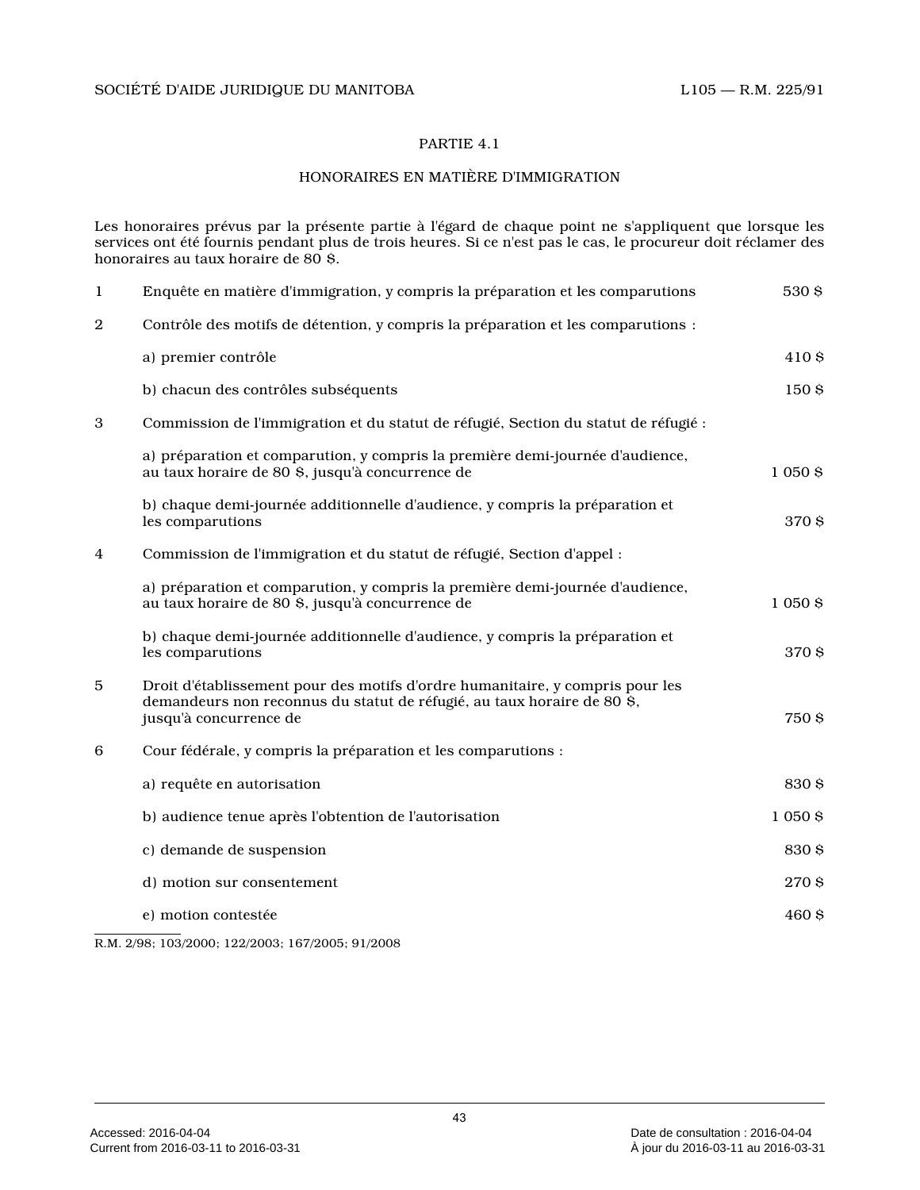## PARTIE 4.1

## HONORAIRES EN MATIÈRE D'IMMIGRATION

Les honoraires prévus par la présente partie à l'égard de chaque point ne s'appliquent que lorsque les services ont été fournis pendant plus de trois heures. Si ce n'est pas le cas, le procureur doit réclamer des honoraires au taux horaire de 80 $.

| | | |
|---|---|---|
| 1 | Enquête en matière d'immigration, y compris la préparation et les comparutions | 530 $ |
| 2 | Contrôle des motifs de détention, y compris la préparation et les comparutions : | |
| | a) premier contrôle | 410 $ |
| | b) chacun des contrôles subséquents | 150 $ |
| 3 | Commission de l'immigration et du statut de réfugié, Section du statut de réfugié : | |
| | a) préparation et comparution, y compris la première demi-journée d'audience, au taux horaire de 80 $, jusqu'à concurrence de | 1 050 $ |
| | b) chaque demi-journée additionnelle d'audience, y compris la préparation et les comparutions | 370 $ |
| 4 | Commission de l'immigration et du statut de réfugié, Section d'appel : | |
| | a) préparation et comparution, y compris la première demi-journée d'audience, au taux horaire de 80 $, jusqu'à concurrence de | 1 050 $ |
| | b) chaque demi-journée additionnelle d'audience, y compris la préparation et les comparutions | 370 $ |
| 5 | Droit d'établissement pour des motifs d'ordre humanitaire, y compris pour les demandeurs non reconnus du statut de réfugié, au taux horaire de 80 $, jusqu'à concurrence de | 750 $ |
| 6 | Cour fédérale, y compris la préparation et les comparutions : | |
| | a) requête en autorisation | 830 $ |
| | b) audience tenue après l'obtention de l'autorisation | 1 050 $ |
| | c) demande de suspension | 830 $ |
| | d) motion sur consentement | 270 $ |
| | e) motion contestée | 460 $ |

R.M. 2/98; 103/2000; 122/2003; 167/2005; 91/2008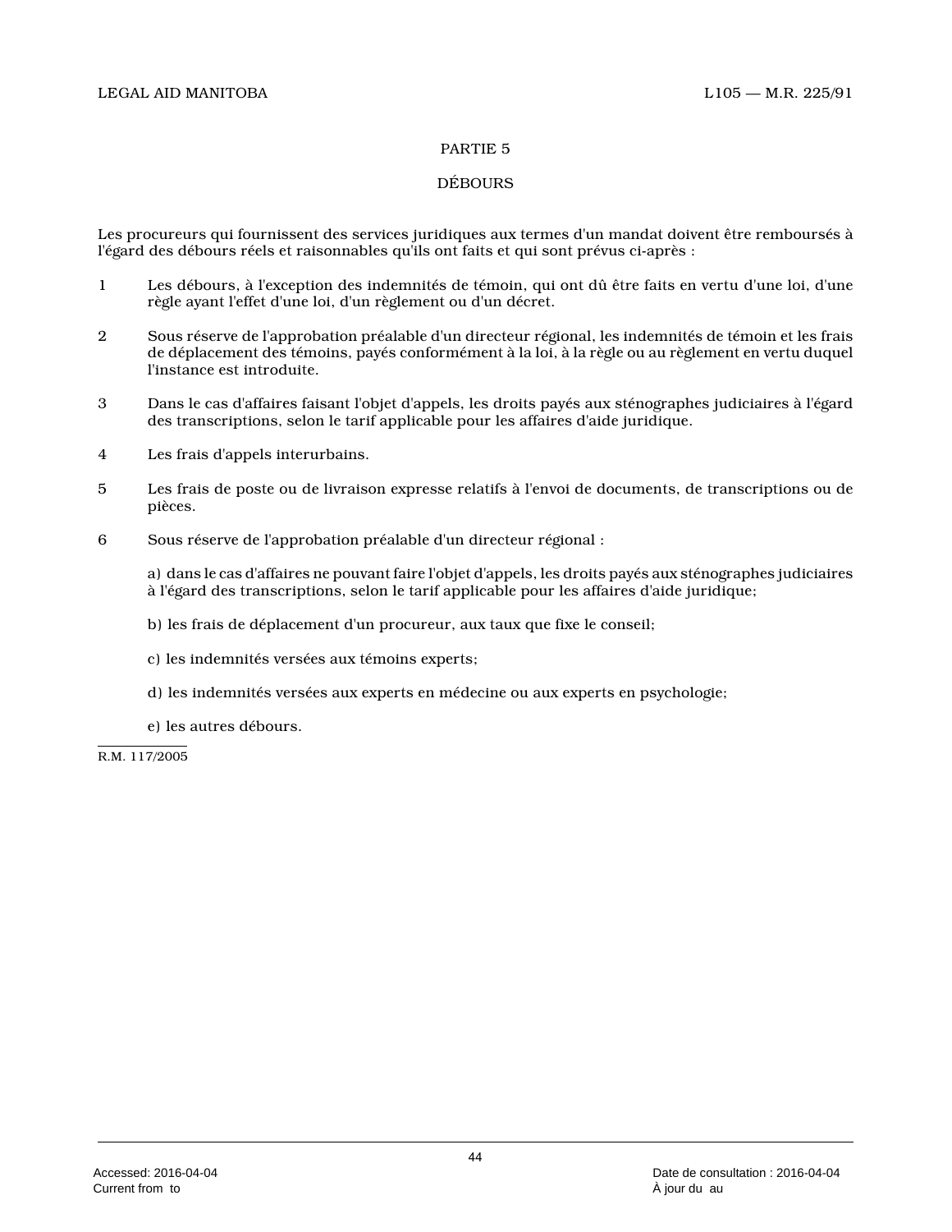## PARTIE 5

## DÉBOURS

Les procureurs qui fournissent des services juridiques aux termes d'un mandat doivent être remboursés à l'égard des débours réels et raisonnables qu'ils ont faits et qui sont prévus ci-après :

1 Les débours, à l'exception des indemnités de témoin, qui ont dû être faits en vertu d'une loi, d'une règle ayant l'effet d'une loi, d'un règlement ou d'un décret.

2 Sous réserve de l'approbation préalable d'un directeur régional, les indemnités de témoin et les frais de déplacement des témoins, payés conformément à la loi, à la règle ou au règlement en vertu duquel l'instance est introduite.

3 Dans le cas d'affaires faisant l'objet d'appels, les droits payés aux sténographes judiciaires à l'égard des transcriptions, selon le tarif applicable pour les affaires d'aide juridique.

4 Les frais d'appels interurbains.

5 Les frais de poste ou de livraison expresse relatifs à l'envoi de documents, de transcriptions ou de pièces.

6 Sous réserve de l'approbation préalable d'un directeur régional :

a) dans le cas d'affaires ne pouvant faire l'objet d'appels, les droits payés aux sténographes judiciaires à l'égard des transcriptions, selon le tarif applicable pour les affaires d'aide juridique;

b) les frais de déplacement d'un procureur, aux taux que fixe le conseil;

c) les indemnités versées aux témoins experts;

d) les indemnités versées aux experts en médecine ou aux experts en psychologie;

e) les autres débours.

R.M. 117/2005